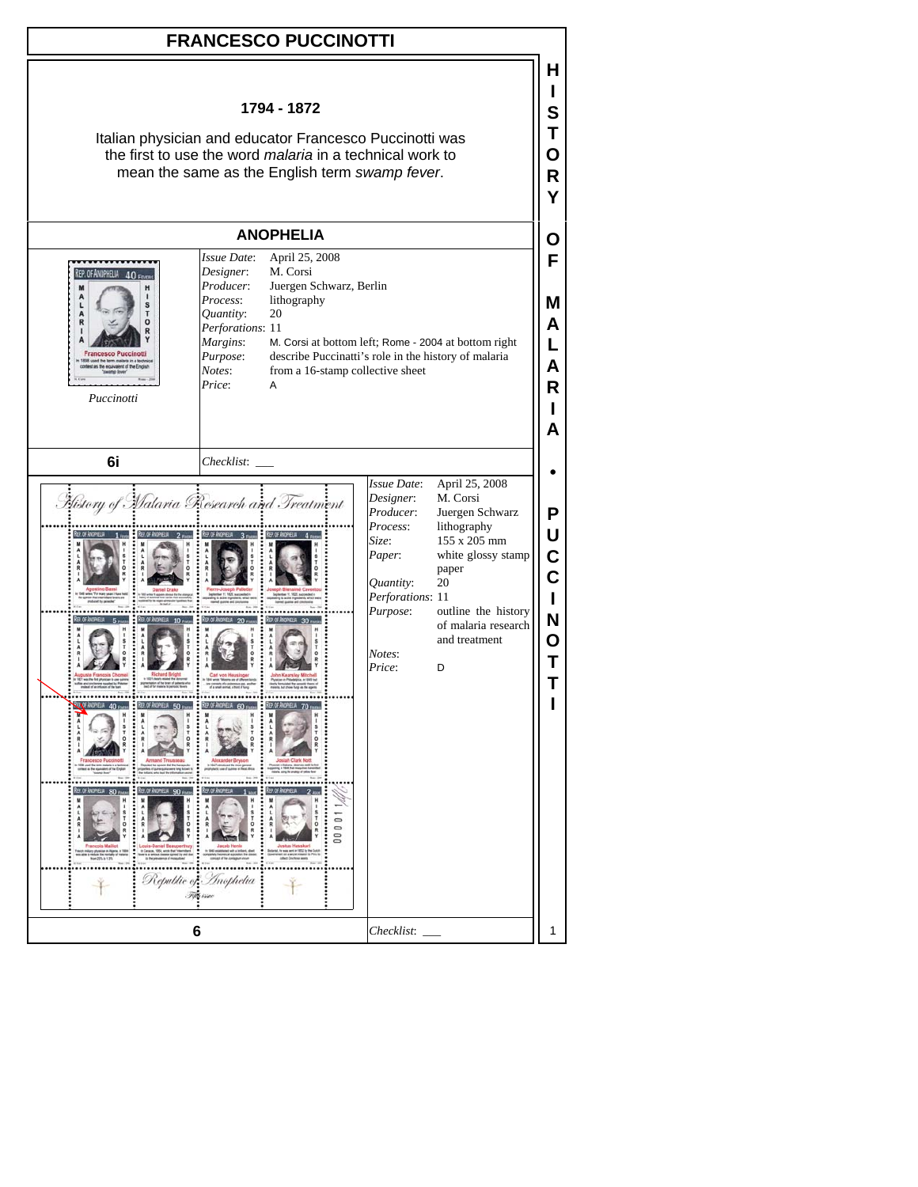# FRANCESCO PUCCINOTTI

**1794 - 1872**

Italian physician and educator Francesco Puccinotti was the first to use the word *malaria* in a technical work to mean the same as the English term *swamp fever*.

## ANOPHELIA

*Puccinotti*

| | |
|---|---|
| *Issue Date*: | April 25, 2008 |
| *Designer*: | M. Corsi |
| *Producer*: | Juergen Schwarz, Berlin |
| *Process*: | lithography |
| *Quantity*: | 20 |
| *Perforations*: | 11 |
| *Margins*: | M. Corsi at bottom left; Rome - 2004 at bottom right |
| *Purpose*: | describe Puccinatti's role in the history of malaria |
| *Notes*: | from a 16-stamp collective sheet |
| *Price*: | A |

**6i** *Checklist*: ___

| | |
|---|---|
| *Issue Date*: | April 25, 2008 |
| *Designer*: | M. Corsi |
| *Producer*: | Juergen Schwarz |
| *Process*: | lithography |
| *Size*: | 155 x 205 mm |
| *Paper*: | white glossy stamp paper |
| *Quantity*: | 20 |
| *Perforations*: | 11 |
| *Purpose*: | outline the history of malaria research and treatment |
| *Notes*: | |
| *Price*: | D |

**6** *Checklist*: ___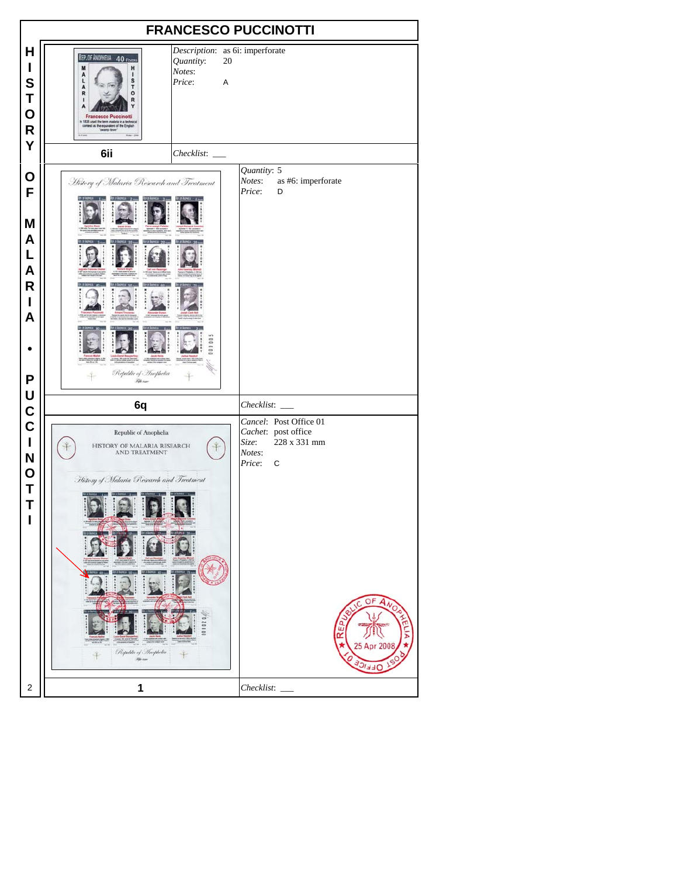# FRANCESCO PUCCINOTTI

HISTORY OF MALARIA • PUCCINOTTI

| | |
|---|---|
| | *Description*: as 6i: imperforate<br>*Quantity*: 20<br>*Notes*:<br>*Price*: A |
| **6ii** | *Checklist*: ___ |
| | *Quantity*: 5<br>*Notes*: as #6: imperforate<br>*Price*: D |
| **6q** | *Checklist*: ___ |
| | *Cancel*: Post Office 01<br>*Cachet*: post office<br>*Size*: 228 x 331 mm<br>*Notes*:<br>*Price*: C |
| **1** | *Checklist*: ___ |